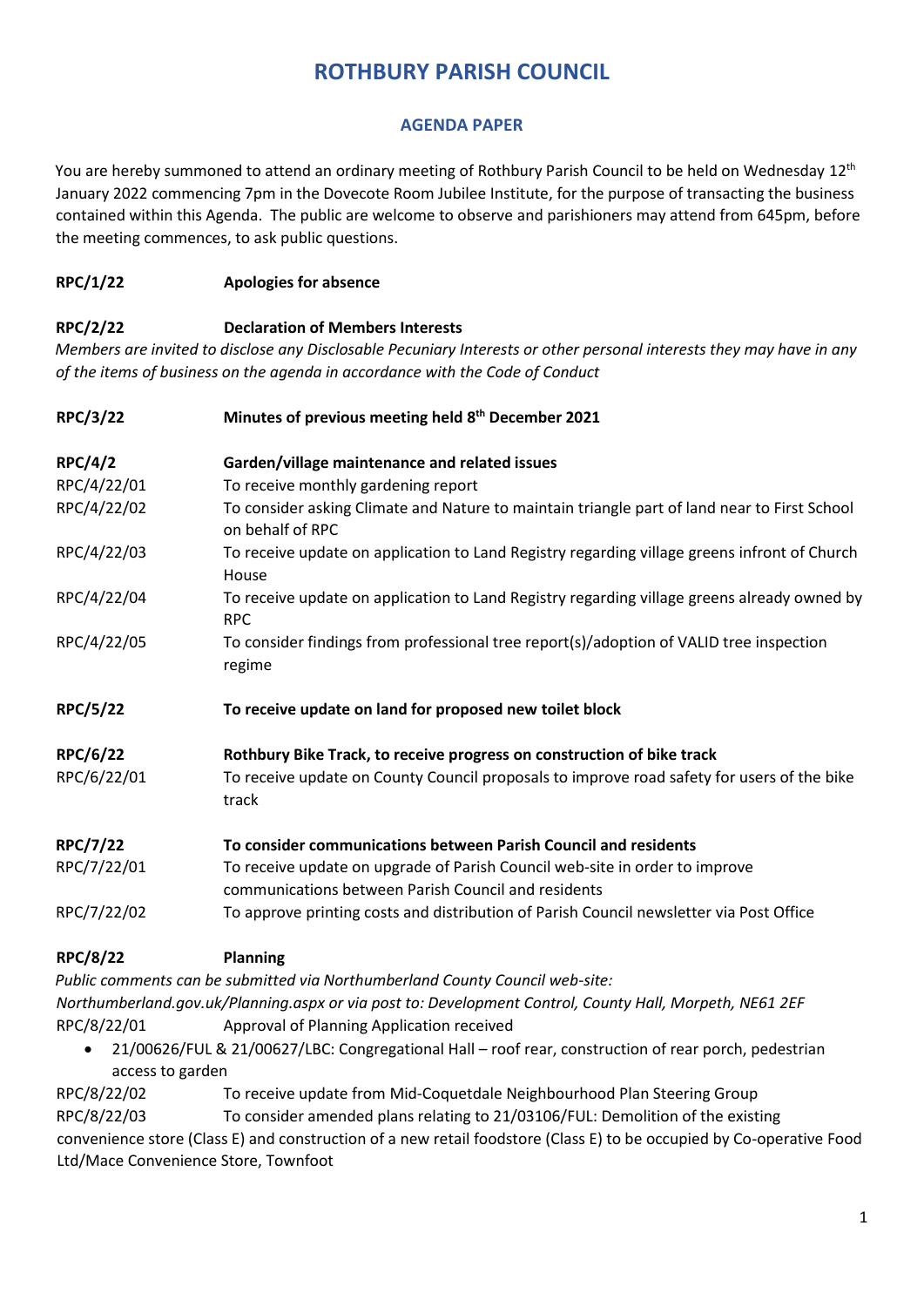# ROTHBURY PARISH COUNCIL

## AGENDA PAPER

You are hereby summoned to attend an ordinary meeting of Rothbury Parish Council to be held on Wednesday 12th January 2022 commencing 7pm in the Dovecote Room Jubilee Institute, for the purpose of transacting the business contained within this Agenda. The public are welcome to observe and parishioners may attend from 645pm, before the meeting commences, to ask public questions.

**RPC/1/22 Apologies for absence**

**RPC/2/22 Declaration of Members Interests**

*Members are invited to disclose any Disclosable Pecuniary Interests or other personal interests they may have in any of the items of business on the agenda in accordance with the Code of Conduct*

**RPC/3/22 Minutes of previous meeting held 8th December 2021**

**RPC/4/2 Garden/village maintenance and related issues**

RPC/4/22/01 To receive monthly gardening report

RPC/4/22/02 To consider asking Climate and Nature to maintain triangle part of land near to First School on behalf of RPC

RPC/4/22/03 To receive update on application to Land Registry regarding village greens infront of Church House

RPC/4/22/04 To receive update on application to Land Registry regarding village greens already owned by RPC

RPC/4/22/05 To consider findings from professional tree report(s)/adoption of VALID tree inspection regime

**RPC/5/22 To receive update on land for proposed new toilet block**

**RPC/6/22 Rothbury Bike Track, to receive progress on construction of bike track**

RPC/6/22/01 To receive update on County Council proposals to improve road safety for users of the bike track

**RPC/7/22 To consider communications between Parish Council and residents**

RPC/7/22/01 To receive update on upgrade of Parish Council web-site in order to improve communications between Parish Council and residents

RPC/7/22/02 To approve printing costs and distribution of Parish Council newsletter via Post Office

**RPC/8/22 Planning**

*Public comments can be submitted via Northumberland County Council web-site: Northumberland.gov.uk/Planning.aspx or via post to: Development Control, County Hall, Morpeth, NE61 2EF*

RPC/8/22/01 Approval of Planning Application received

- 21/00626/FUL & 21/00627/LBC: Congregational Hall – roof rear, construction of rear porch, pedestrian access to garden

RPC/8/22/02 To receive update from Mid-Coquetdale Neighbourhood Plan Steering Group

RPC/8/22/03 To consider amended plans relating to 21/03106/FUL: Demolition of the existing convenience store (Class E) and construction of a new retail foodstore (Class E) to be occupied by Co-operative Food Ltd/Mace Convenience Store, Townfoot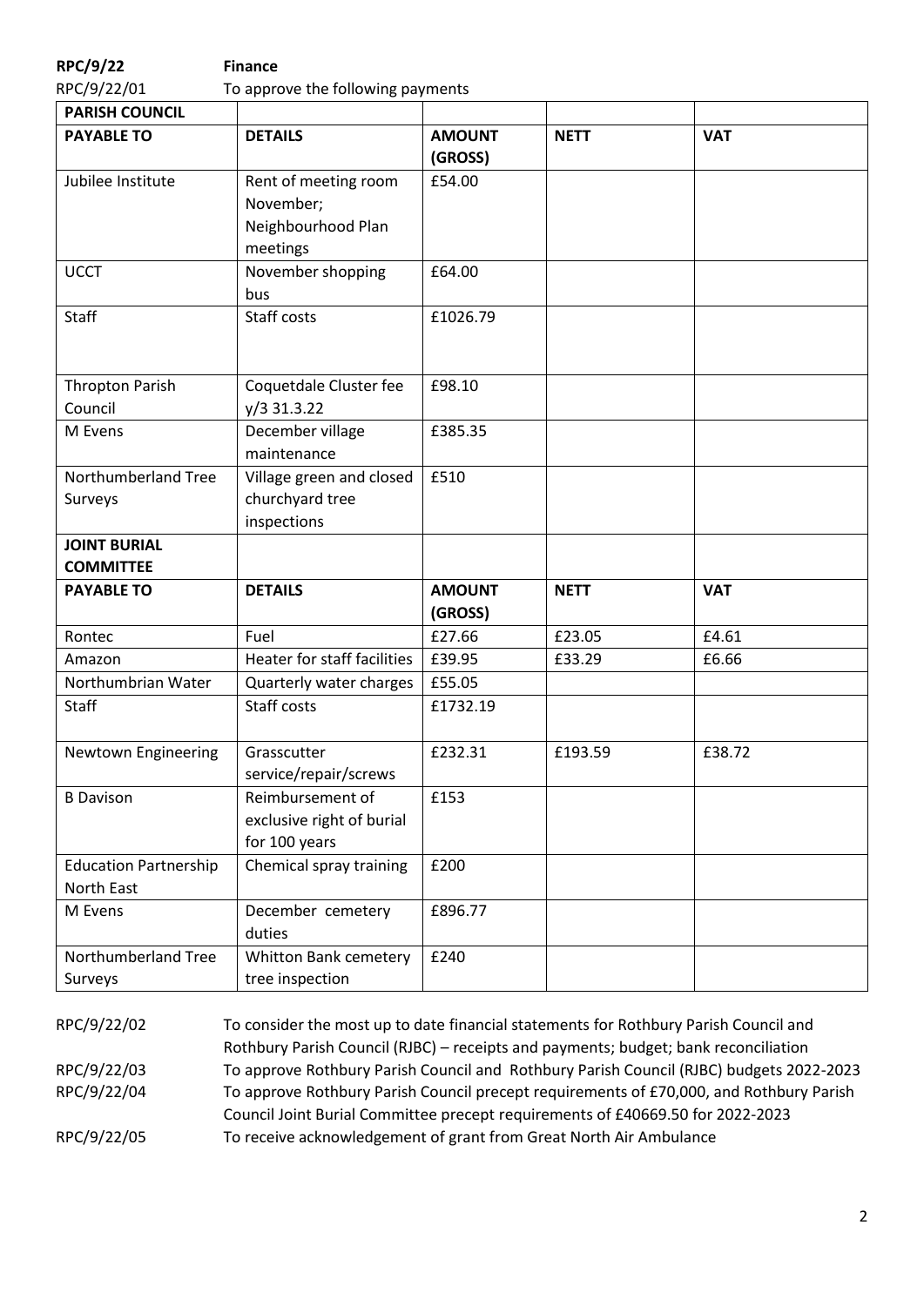**RPC/9/22** **Finance**

RPC/9/22/01 To approve the following payments

| **PARISH COUNCIL** | | | | |
|---|---|---|---|---|
| **PAYABLE TO** | **DETAILS** | **AMOUNT (GROSS)** | **NETT** | **VAT** |
| Jubilee Institute | Rent of meeting room November; Neighbourhood Plan meetings | £54.00 | | |
| UCCT | November shopping bus | £64.00 | | |
| Staff | Staff costs | £1026.79 | | |
| Thropton Parish Council | Coquetdale Cluster fee y/3 31.3.22 | £98.10 | | |
| M Evens | December village maintenance | £385.35 | | |
| Northumberland Tree Surveys | Village green and closed churchyard tree inspections | £510 | | |
| **JOINT BURIAL COMMITTEE** | | | | |
| **PAYABLE TO** | **DETAILS** | **AMOUNT (GROSS)** | **NETT** | **VAT** |
| Rontec | Fuel | £27.66 | £23.05 | £4.61 |
| Amazon | Heater for staff facilities | £39.95 | £33.29 | £6.66 |
| Northumbrian Water | Quarterly water charges | £55.05 | | |
| Staff | Staff costs | £1732.19 | | |
| Newtown Engineering | Grasscutter service/repair/screws | £232.31 | £193.59 | £38.72 |
| B Davison | Reimbursement of exclusive right of burial for 100 years | £153 | | |
| Education Partnership North East | Chemical spray training | £200 | | |
| M Evens | December cemetery duties | £896.77 | | |
| Northumberland Tree Surveys | Whitton Bank cemetery tree inspection | £240 | | |

RPC/9/22/02 To consider the most up to date financial statements for Rothbury Parish Council and Rothbury Parish Council (RJBC) – receipts and payments; budget; bank reconciliation

RPC/9/22/03 To approve Rothbury Parish Council and Rothbury Parish Council (RJBC) budgets 2022-2023

RPC/9/22/04 To approve Rothbury Parish Council precept requirements of £70,000, and Rothbury Parish Council Joint Burial Committee precept requirements of £40669.50 for 2022-2023

RPC/9/22/05 To receive acknowledgement of grant from Great North Air Ambulance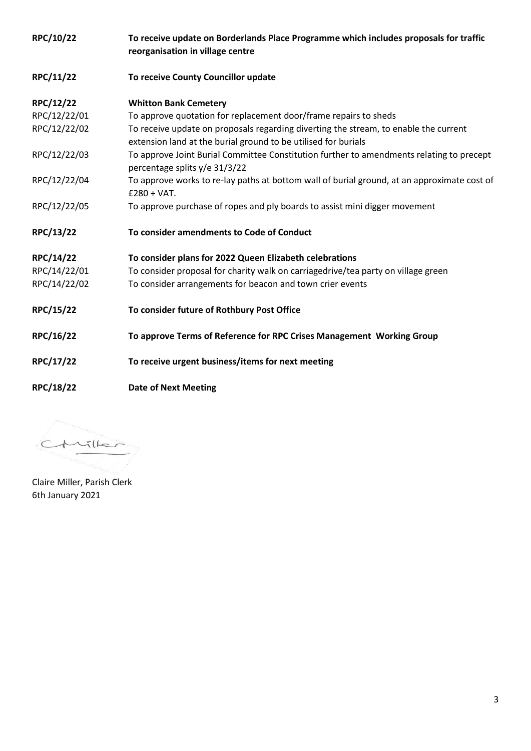**RPC/10/22** **To receive update on Borderlands Place Programme which includes proposals for traffic reorganisation in village centre**

**RPC/11/22** **To receive County Councillor update**

**RPC/12/22** **Whitton Bank Cemetery**

RPC/12/22/01 To approve quotation for replacement door/frame repairs to sheds

RPC/12/22/02 To receive update on proposals regarding diverting the stream, to enable the current extension land at the burial ground to be utilised for burials

RPC/12/22/03 To approve Joint Burial Committee Constitution further to amendments relating to precept percentage splits y/e 31/3/22

RPC/12/22/04 To approve works to re-lay paths at bottom wall of burial ground, at an approximate cost of £280 + VAT.

RPC/12/22/05 To approve purchase of ropes and ply boards to assist mini digger movement

**RPC/13/22** **To consider amendments to Code of Conduct**

**RPC/14/22** **To consider plans for 2022 Queen Elizabeth celebrations**

RPC/14/22/01 To consider proposal for charity walk on carriagedrive/tea party on village green

RPC/14/22/02 To consider arrangements for beacon and town crier events

**RPC/15/22** **To consider future of Rothbury Post Office**

**RPC/16/22** **To approve Terms of Reference for RPC Crises Management Working Group**

**RPC/17/22** **To receive urgent business/items for next meeting**

**RPC/18/22** **Date of Next Meeting**

C Miller

Claire Miller, Parish Clerk
6th January 2021